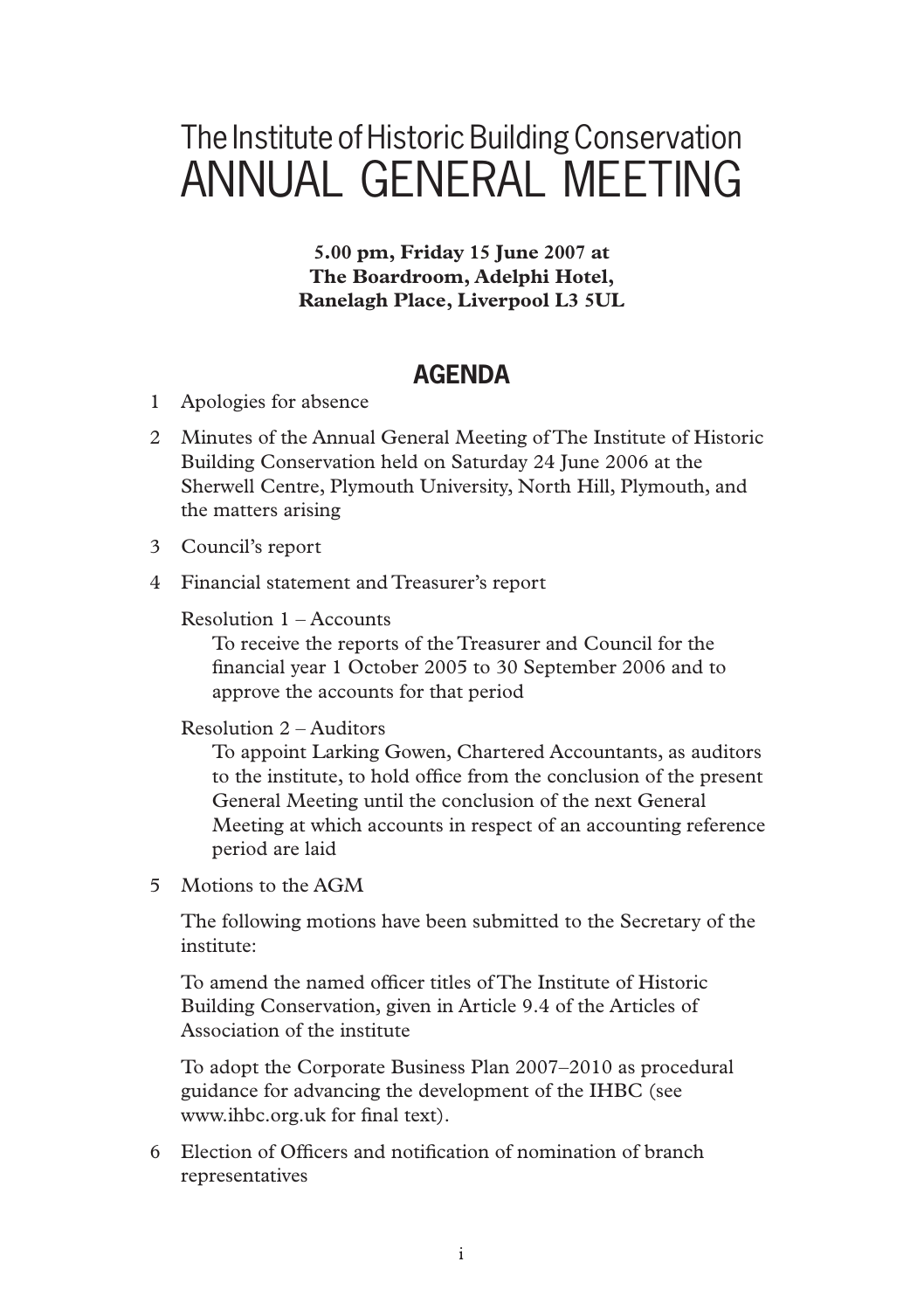# The Institute of Historic Building Conservation
# ANNUAL GENERAL MEETING

**5.00 pm, Friday 15 June 2007 at**
**The Boardroom, Adelphi Hotel,**
**Ranelagh Place, Liverpool L3 5UL**

## AGENDA

1 Apologies for absence

2 Minutes of the Annual General Meeting of The Institute of Historic Building Conservation held on Saturday 24 June 2006 at the Sherwell Centre, Plymouth University, North Hill, Plymouth, and the matters arising

3 Council's report

4 Financial statement and Treasurer's report

   Resolution 1 – Accounts
      To receive the reports of the Treasurer and Council for the financial year 1 October 2005 to 30 September 2006 and to approve the accounts for that period

   Resolution 2 – Auditors
      To appoint Larking Gowen, Chartered Accountants, as auditors to the institute, to hold office from the conclusion of the present General Meeting until the conclusion of the next General Meeting at which accounts in respect of an accounting reference period are laid

5 Motions to the AGM

   The following motions have been submitted to the Secretary of the institute:

   To amend the named officer titles of The Institute of Historic Building Conservation, given in Article 9.4 of the Articles of Association of the institute

   To adopt the Corporate Business Plan 2007–2010 as procedural guidance for advancing the development of the IHBC (see www.ihbc.org.uk for final text).

6 Election of Officers and notification of nomination of branch representatives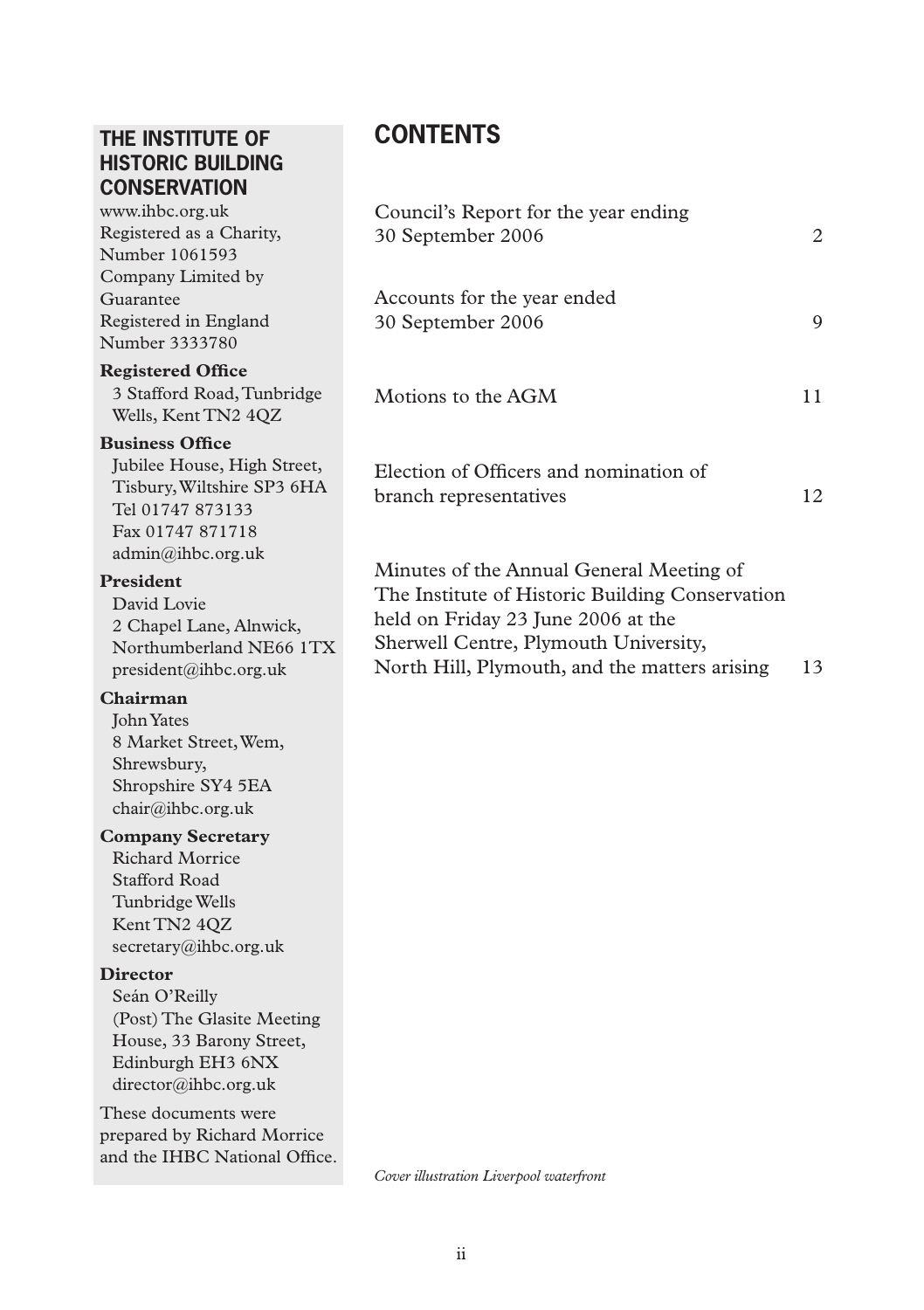## THE INSTITUTE OF HISTORIC BUILDING CONSERVATION

www.ihbc.org.uk
Registered as a Charity, Number 1061593
Company Limited by Guarantee
Registered in England Number 3333780

**Registered Office**
3 Stafford Road, Tunbridge Wells, Kent TN2 4QZ

**Business Office**
Jubilee House, High Street, Tisbury, Wiltshire SP3 6HA
Tel 01747 873133
Fax 01747 871718
admin@ihbc.org.uk

**President**
David Lovie
2 Chapel Lane, Alnwick, Northumberland NE66 1TX
president@ihbc.org.uk

**Chairman**
John Yates
8 Market Street, Wem, Shrewsbury, Shropshire SY4 5EA
chair@ihbc.org.uk

**Company Secretary**
Richard Morrice
Stafford Road
Tunbridge Wells
Kent TN2 4QZ
secretary@ihbc.org.uk

**Director**
Seán O'Reilly
(Post) The Glasite Meeting House, 33 Barony Street, Edinburgh EH3 6NX
director@ihbc.org.uk

These documents were prepared by Richard Morrice and the IHBC National Office.

## CONTENTS

| | |
|---|---|
| Council's Report for the year ending 30 September 2006 | 2 |
| Accounts for the year ended 30 September 2006 | 9 |
| Motions to the AGM | 11 |
| Election of Officers and nomination of branch representatives | 12 |
| Minutes of the Annual General Meeting of The Institute of Historic Building Conservation held on Friday 23 June 2006 at the Sherwell Centre, Plymouth University, North Hill, Plymouth, and the matters arising | 13 |

*Cover illustration Liverpool waterfront*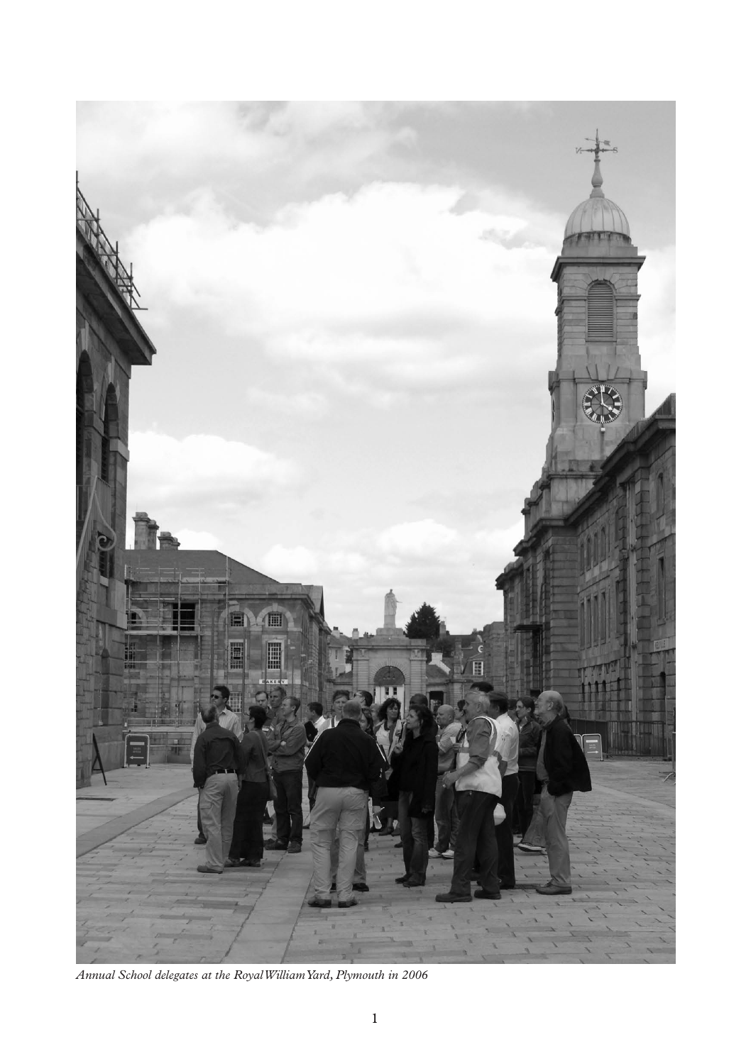*Annual School delegates at the Royal William Yard, Plymouth in 2006*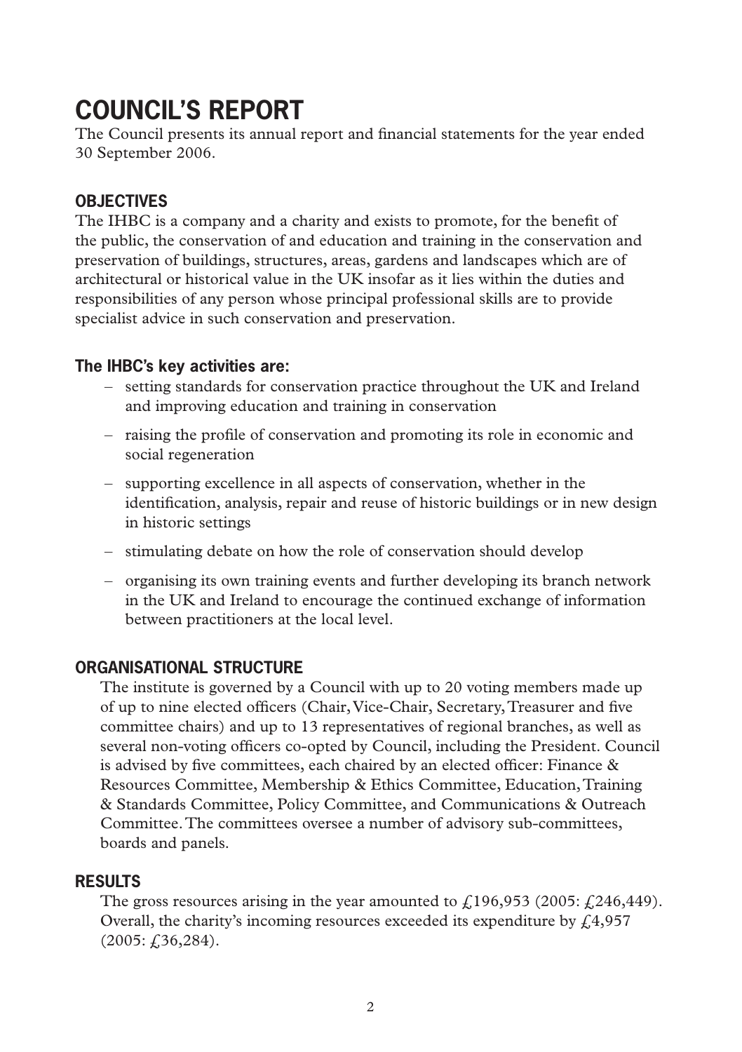# COUNCIL'S REPORT

The Council presents its annual report and financial statements for the year ended 30 September 2006.

## OBJECTIVES

The IHBC is a company and a charity and exists to promote, for the benefit of the public, the conservation of and education and training in the conservation and preservation of buildings, structures, areas, gardens and landscapes which are of architectural or historical value in the UK insofar as it lies within the duties and responsibilities of any person whose principal professional skills are to provide specialist advice in such conservation and preservation.

### The IHBC's key activities are:

- setting standards for conservation practice throughout the UK and Ireland and improving education and training in conservation
- raising the profile of conservation and promoting its role in economic and social regeneration
- supporting excellence in all aspects of conservation, whether in the identification, analysis, repair and reuse of historic buildings or in new design in historic settings
- stimulating debate on how the role of conservation should develop
- organising its own training events and further developing its branch network in the UK and Ireland to encourage the continued exchange of information between practitioners at the local level.

## ORGANISATIONAL STRUCTURE

The institute is governed by a Council with up to 20 voting members made up of up to nine elected officers (Chair, Vice-Chair, Secretary, Treasurer and five committee chairs) and up to 13 representatives of regional branches, as well as several non-voting officers co-opted by Council, including the President. Council is advised by five committees, each chaired by an elected officer: Finance & Resources Committee, Membership & Ethics Committee, Education, Training & Standards Committee, Policy Committee, and Communications & Outreach Committee. The committees oversee a number of advisory sub-committees, boards and panels.

## RESULTS

The gross resources arising in the year amounted to £196,953 (2005: £246,449). Overall, the charity's incoming resources exceeded its expenditure by £4,957 (2005: £36,284).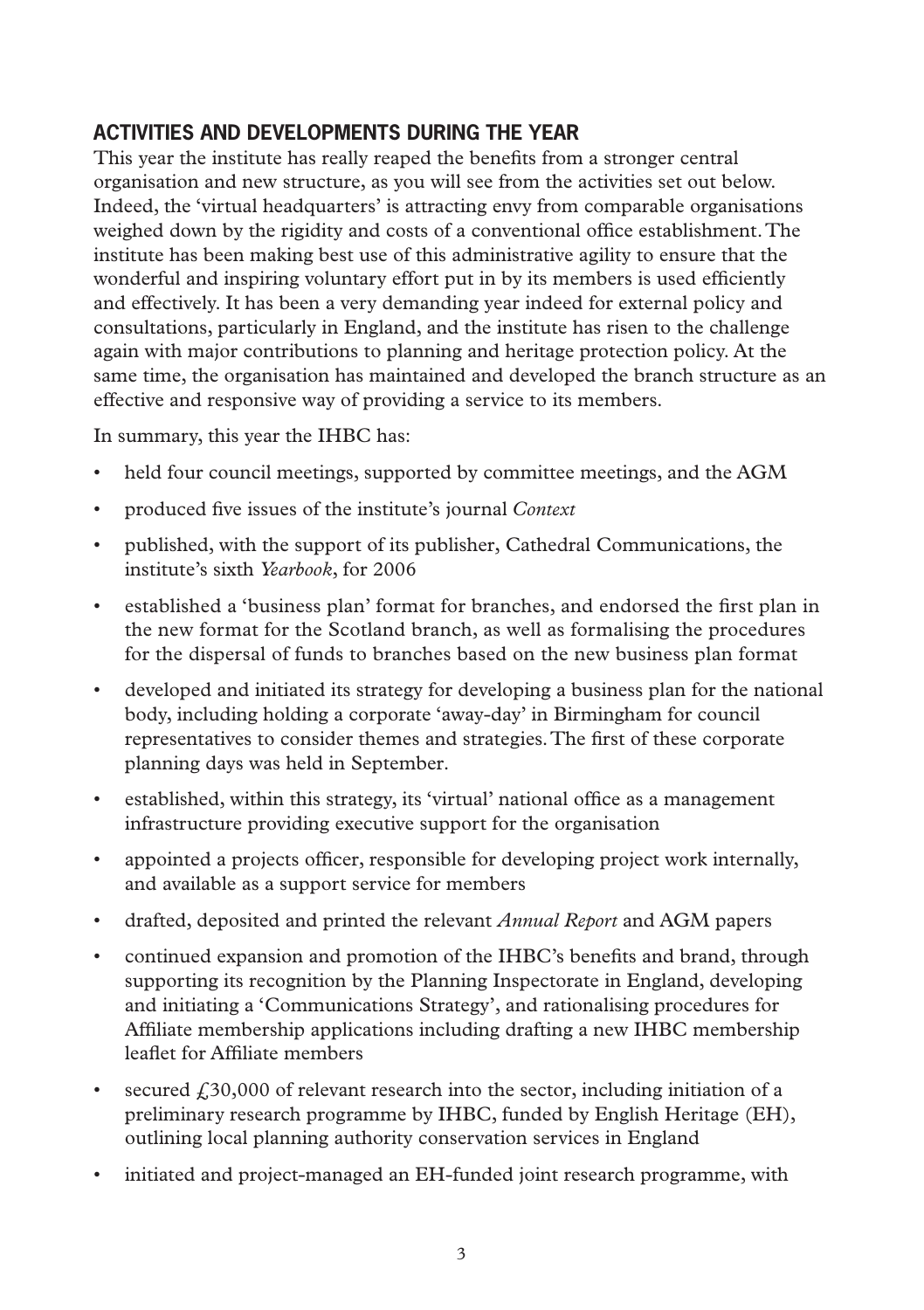## ACTIVITIES AND DEVELOPMENTS DURING THE YEAR

This year the institute has really reaped the benefits from a stronger central organisation and new structure, as you will see from the activities set out below. Indeed, the 'virtual headquarters' is attracting envy from comparable organisations weighed down by the rigidity and costs of a conventional office establishment. The institute has been making best use of this administrative agility to ensure that the wonderful and inspiring voluntary effort put in by its members is used efficiently and effectively. It has been a very demanding year indeed for external policy and consultations, particularly in England, and the institute has risen to the challenge again with major contributions to planning and heritage protection policy. At the same time, the organisation has maintained and developed the branch structure as an effective and responsive way of providing a service to its members.

In summary, this year the IHBC has:

- held four council meetings, supported by committee meetings, and the AGM
- produced five issues of the institute's journal *Context*
- published, with the support of its publisher, Cathedral Communications, the institute's sixth *Yearbook*, for 2006
- established a 'business plan' format for branches, and endorsed the first plan in the new format for the Scotland branch, as well as formalising the procedures for the dispersal of funds to branches based on the new business plan format
- developed and initiated its strategy for developing a business plan for the national body, including holding a corporate 'away-day' in Birmingham for council representatives to consider themes and strategies. The first of these corporate planning days was held in September.
- established, within this strategy, its 'virtual' national office as a management infrastructure providing executive support for the organisation
- appointed a projects officer, responsible for developing project work internally, and available as a support service for members
- drafted, deposited and printed the relevant *Annual Report* and AGM papers
- continued expansion and promotion of the IHBC's benefits and brand, through supporting its recognition by the Planning Inspectorate in England, developing and initiating a 'Communications Strategy', and rationalising procedures for Affiliate membership applications including drafting a new IHBC membership leaflet for Affiliate members
- secured £30,000 of relevant research into the sector, including initiation of a preliminary research programme by IHBC, funded by English Heritage (EH), outlining local planning authority conservation services in England
- initiated and project-managed an EH-funded joint research programme, with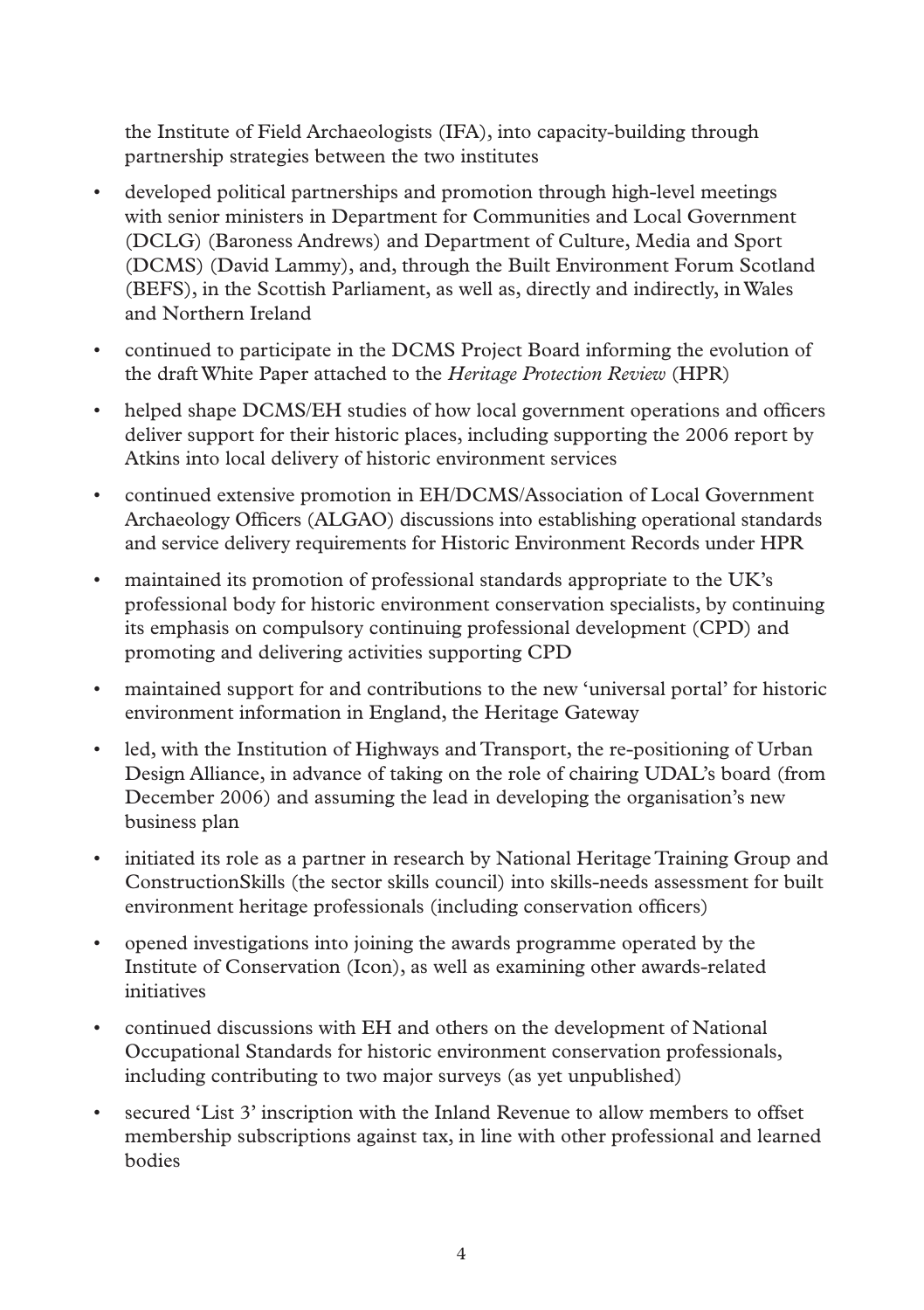the Institute of Field Archaeologists (IFA), into capacity-building through partnership strategies between the two institutes

- developed political partnerships and promotion through high-level meetings with senior ministers in Department for Communities and Local Government (DCLG) (Baroness Andrews) and Department of Culture, Media and Sport (DCMS) (David Lammy), and, through the Built Environment Forum Scotland (BEFS), in the Scottish Parliament, as well as, directly and indirectly, in Wales and Northern Ireland
- continued to participate in the DCMS Project Board informing the evolution of the draft White Paper attached to the *Heritage Protection Review* (HPR)
- helped shape DCMS/EH studies of how local government operations and officers deliver support for their historic places, including supporting the 2006 report by Atkins into local delivery of historic environment services
- continued extensive promotion in EH/DCMS/Association of Local Government Archaeology Officers (ALGAO) discussions into establishing operational standards and service delivery requirements for Historic Environment Records under HPR
- maintained its promotion of professional standards appropriate to the UK's professional body for historic environment conservation specialists, by continuing its emphasis on compulsory continuing professional development (CPD) and promoting and delivering activities supporting CPD
- maintained support for and contributions to the new 'universal portal' for historic environment information in England, the Heritage Gateway
- led, with the Institution of Highways and Transport, the re-positioning of Urban Design Alliance, in advance of taking on the role of chairing UDAL's board (from December 2006) and assuming the lead in developing the organisation's new business plan
- initiated its role as a partner in research by National Heritage Training Group and ConstructionSkills (the sector skills council) into skills-needs assessment for built environment heritage professionals (including conservation officers)
- opened investigations into joining the awards programme operated by the Institute of Conservation (Icon), as well as examining other awards-related initiatives
- continued discussions with EH and others on the development of National Occupational Standards for historic environment conservation professionals, including contributing to two major surveys (as yet unpublished)
- secured 'List 3' inscription with the Inland Revenue to allow members to offset membership subscriptions against tax, in line with other professional and learned bodies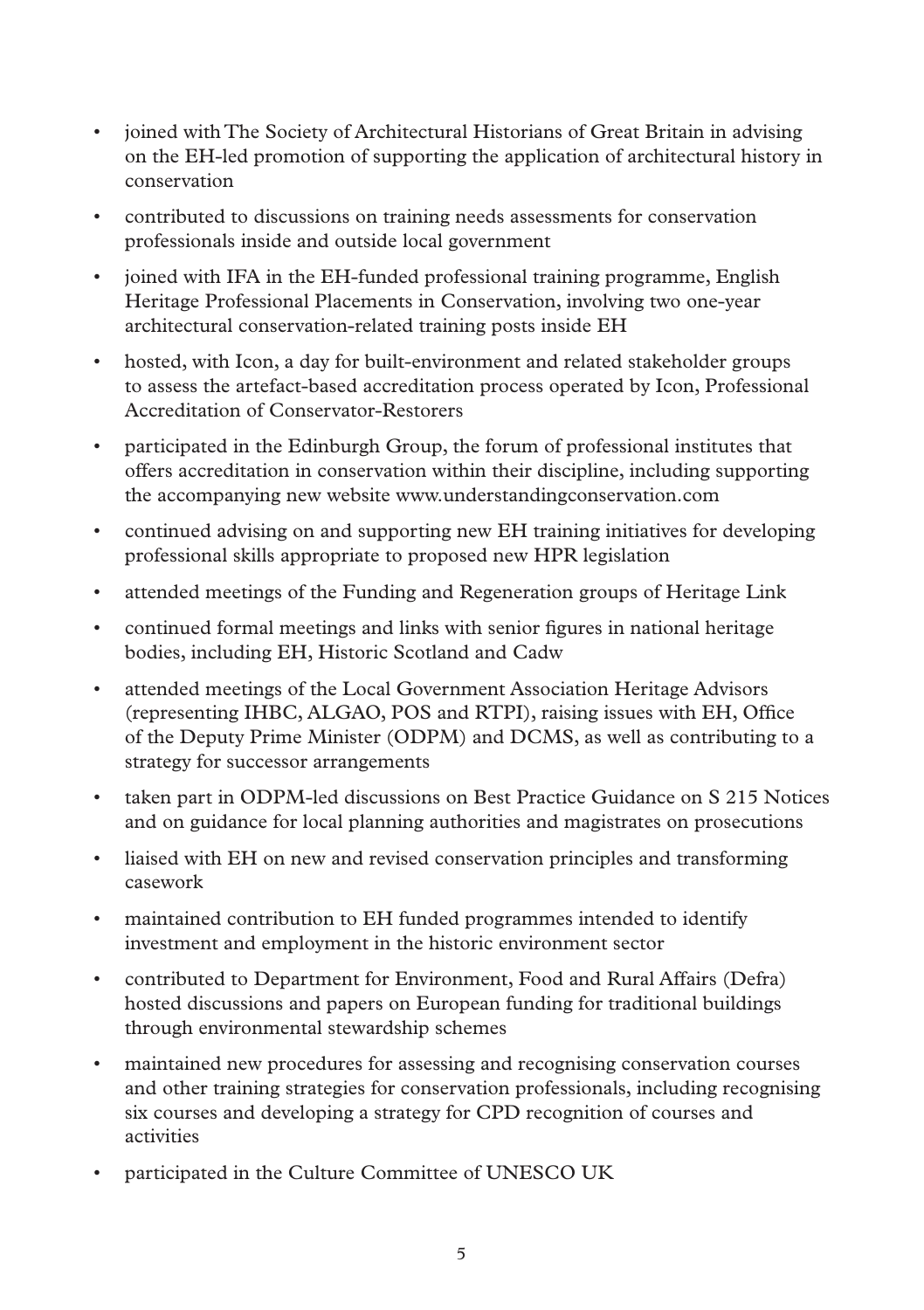- joined with The Society of Architectural Historians of Great Britain in advising on the EH-led promotion of supporting the application of architectural history in conservation
- contributed to discussions on training needs assessments for conservation professionals inside and outside local government
- joined with IFA in the EH-funded professional training programme, English Heritage Professional Placements in Conservation, involving two one-year architectural conservation-related training posts inside EH
- hosted, with Icon, a day for built-environment and related stakeholder groups to assess the artefact-based accreditation process operated by Icon, Professional Accreditation of Conservator-Restorers
- participated in the Edinburgh Group, the forum of professional institutes that offers accreditation in conservation within their discipline, including supporting the accompanying new website www.understandingconservation.com
- continued advising on and supporting new EH training initiatives for developing professional skills appropriate to proposed new HPR legislation
- attended meetings of the Funding and Regeneration groups of Heritage Link
- continued formal meetings and links with senior figures in national heritage bodies, including EH, Historic Scotland and Cadw
- attended meetings of the Local Government Association Heritage Advisors (representing IHBC, ALGAO, POS and RTPI), raising issues with EH, Office of the Deputy Prime Minister (ODPM) and DCMS, as well as contributing to a strategy for successor arrangements
- taken part in ODPM-led discussions on Best Practice Guidance on S 215 Notices and on guidance for local planning authorities and magistrates on prosecutions
- liaised with EH on new and revised conservation principles and transforming casework
- maintained contribution to EH funded programmes intended to identify investment and employment in the historic environment sector
- contributed to Department for Environment, Food and Rural Affairs (Defra) hosted discussions and papers on European funding for traditional buildings through environmental stewardship schemes
- maintained new procedures for assessing and recognising conservation courses and other training strategies for conservation professionals, including recognising six courses and developing a strategy for CPD recognition of courses and activities
- participated in the Culture Committee of UNESCO UK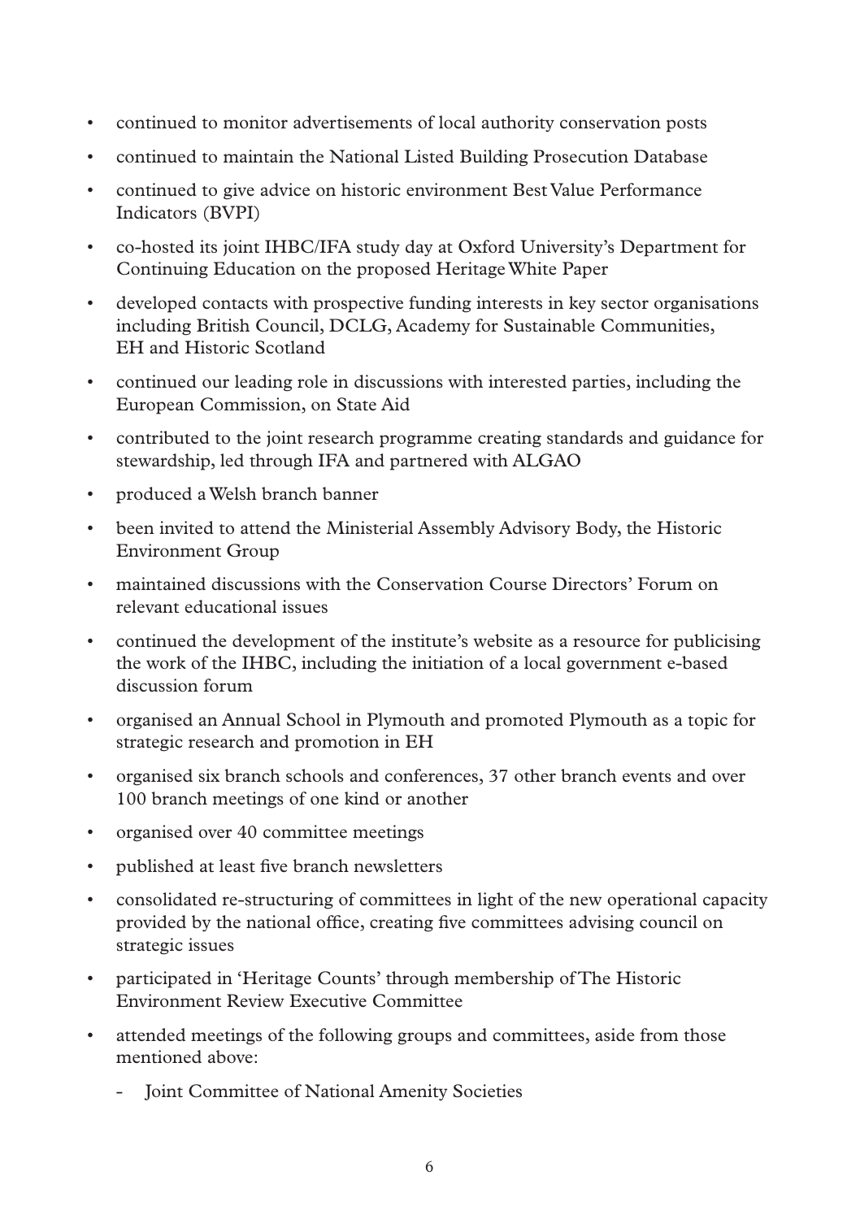- continued to monitor advertisements of local authority conservation posts
- continued to maintain the National Listed Building Prosecution Database
- continued to give advice on historic environment Best Value Performance Indicators (BVPI)
- co-hosted its joint IHBC/IFA study day at Oxford University's Department for Continuing Education on the proposed Heritage White Paper
- developed contacts with prospective funding interests in key sector organisations including British Council, DCLG, Academy for Sustainable Communities, EH and Historic Scotland
- continued our leading role in discussions with interested parties, including the European Commission, on State Aid
- contributed to the joint research programme creating standards and guidance for stewardship, led through IFA and partnered with ALGAO
- produced a Welsh branch banner
- been invited to attend the Ministerial Assembly Advisory Body, the Historic Environment Group
- maintained discussions with the Conservation Course Directors' Forum on relevant educational issues
- continued the development of the institute's website as a resource for publicising the work of the IHBC, including the initiation of a local government e-based discussion forum
- organised an Annual School in Plymouth and promoted Plymouth as a topic for strategic research and promotion in EH
- organised six branch schools and conferences, 37 other branch events and over 100 branch meetings of one kind or another
- organised over 40 committee meetings
- published at least five branch newsletters
- consolidated re-structuring of committees in light of the new operational capacity provided by the national office, creating five committees advising council on strategic issues
- participated in 'Heritage Counts' through membership of The Historic Environment Review Executive Committee
- attended meetings of the following groups and committees, aside from those mentioned above:
  - Joint Committee of National Amenity Societies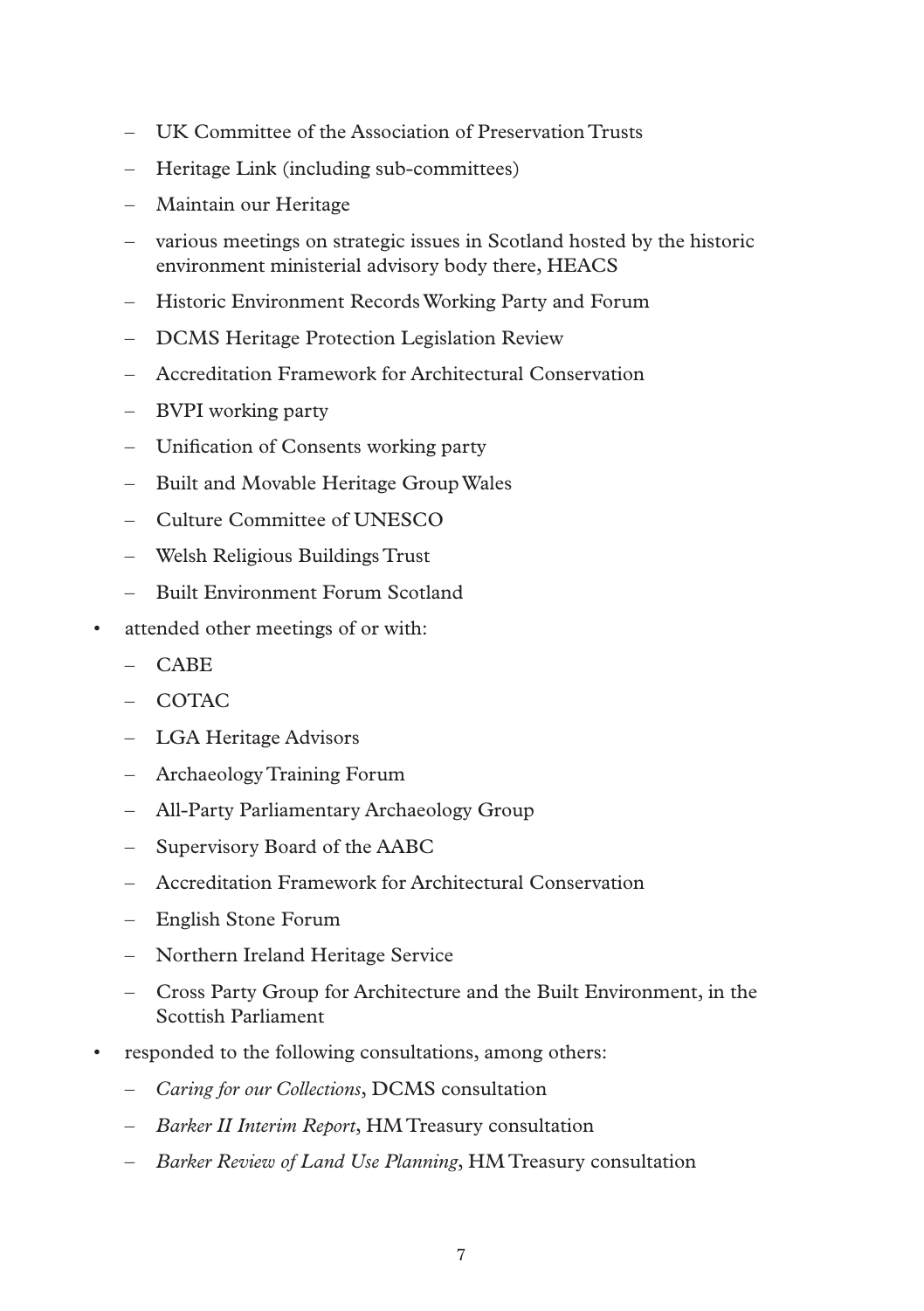- UK Committee of the Association of Preservation Trusts
  - Heritage Link (including sub-committees)
  - Maintain our Heritage
  - various meetings on strategic issues in Scotland hosted by the historic environment ministerial advisory body there, HEACS
  - Historic Environment Records Working Party and Forum
  - DCMS Heritage Protection Legislation Review
  - Accreditation Framework for Architectural Conservation
  - BVPI working party
  - Unification of Consents working party
  - Built and Movable Heritage Group Wales
  - Culture Committee of UNESCO
  - Welsh Religious Buildings Trust
  - Built Environment Forum Scotland
- attended other meetings of or with:
  - CABE
  - COTAC
  - LGA Heritage Advisors
  - Archaeology Training Forum
  - All-Party Parliamentary Archaeology Group
  - Supervisory Board of the AABC
  - Accreditation Framework for Architectural Conservation
  - English Stone Forum
  - Northern Ireland Heritage Service
  - Cross Party Group for Architecture and the Built Environment, in the Scottish Parliament
- responded to the following consultations, among others:
  - *Caring for our Collections*, DCMS consultation
  - *Barker II Interim Report*, HM Treasury consultation
  - *Barker Review of Land Use Planning*, HM Treasury consultation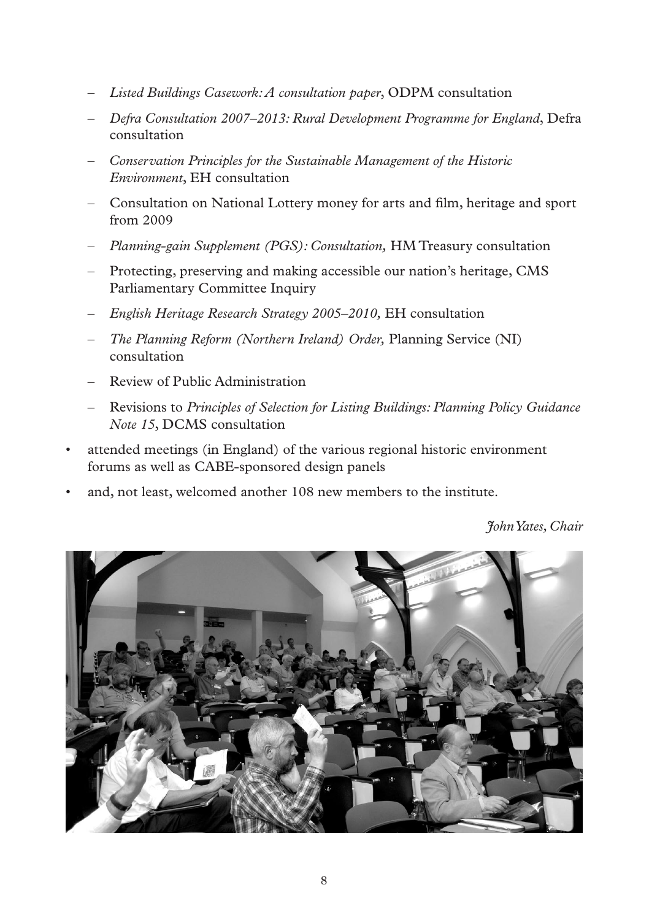- *Listed Buildings Casework: A consultation paper*, ODPM consultation
  - *Defra Consultation 2007–2013: Rural Development Programme for England*, Defra consultation
  - *Conservation Principles for the Sustainable Management of the Historic Environment*, EH consultation
  - Consultation on National Lottery money for arts and film, heritage and sport from 2009
  - *Planning-gain Supplement (PGS): Consultation,* HM Treasury consultation
  - Protecting, preserving and making accessible our nation's heritage, CMS Parliamentary Committee Inquiry
  - *English Heritage Research Strategy 2005–2010,* EH consultation
  - *The Planning Reform (Northern Ireland) Order,* Planning Service (NI) consultation
  - Review of Public Administration
  - Revisions to *Principles of Selection for Listing Buildings: Planning Policy Guidance Note 15*, DCMS consultation
- attended meetings (in England) of the various regional historic environment forums as well as CABE-sponsored design panels
- and, not least, welcomed another 108 new members to the institute.

*John Yates, Chair*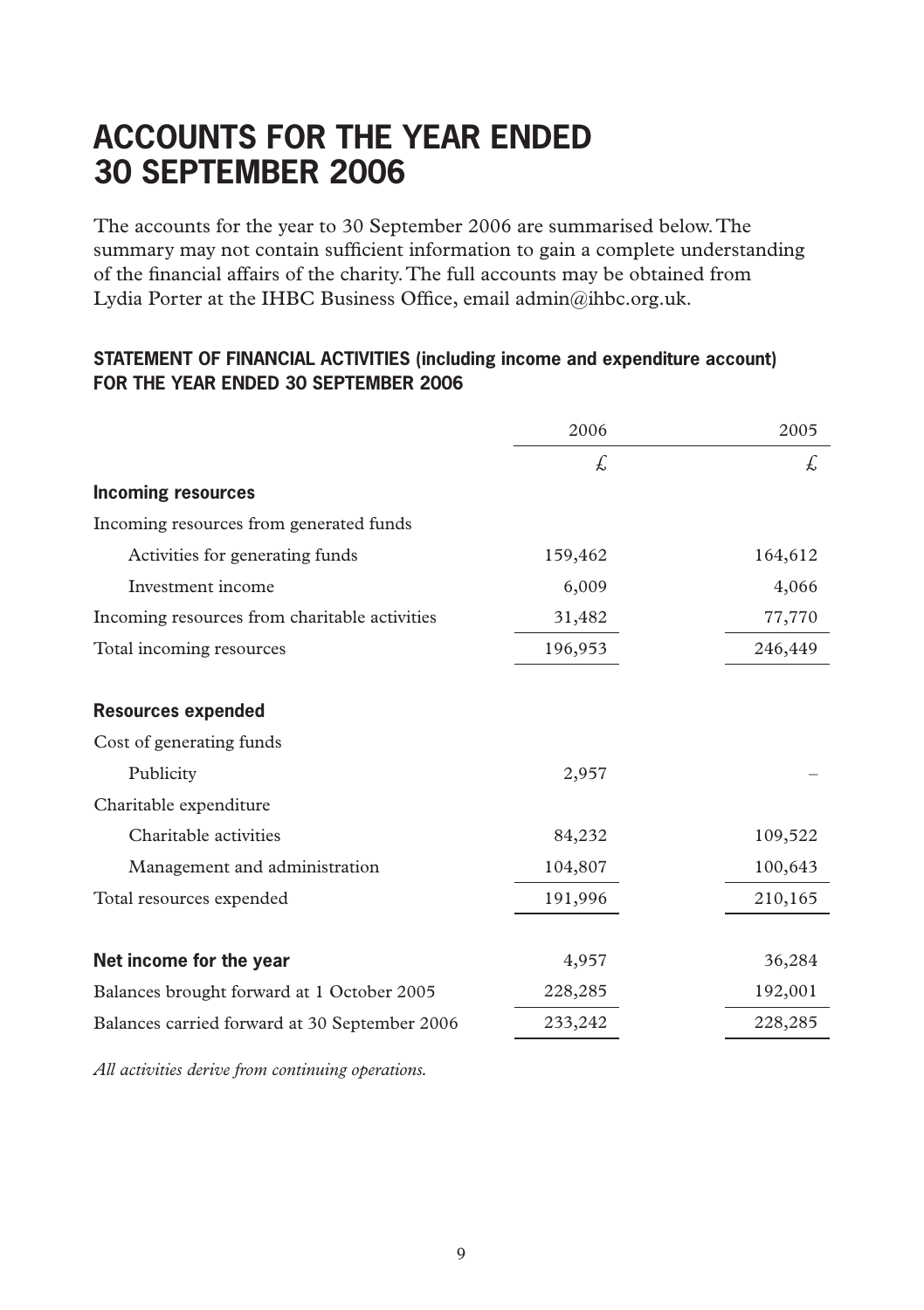# ACCOUNTS FOR THE YEAR ENDED 30 SEPTEMBER 2006

The accounts for the year to 30 September 2006 are summarised below. The summary may not contain sufficient information to gain a complete understanding of the financial affairs of the charity. The full accounts may be obtained from Lydia Porter at the IHBC Business Office, email admin@ihbc.org.uk.

## STATEMENT OF FINANCIAL ACTIVITIES (including income and expenditure account) FOR THE YEAR ENDED 30 SEPTEMBER 2006

| | 2006 | 2005 |
|---|---|---|
| | £ | £ |
| **Incoming resources** | | |
| Incoming resources from generated funds | | |
| Activities for generating funds | 159,462 | 164,612 |
| Investment income | 6,009 | 4,066 |
| Incoming resources from charitable activities | 31,482 | 77,770 |
| Total incoming resources | 196,953 | 246,449 |
| **Resources expended** | | |
| Cost of generating funds | | |
| Publicity | 2,957 | – |
| Charitable expenditure | | |
| Charitable activities | 84,232 | 109,522 |
| Management and administration | 104,807 | 100,643 |
| Total resources expended | 191,996 | 210,165 |
| **Net income for the year** | 4,957 | 36,284 |
| Balances brought forward at 1 October 2005 | 228,285 | 192,001 |
| Balances carried forward at 30 September 2006 | 233,242 | 228,285 |

*All activities derive from continuing operations.*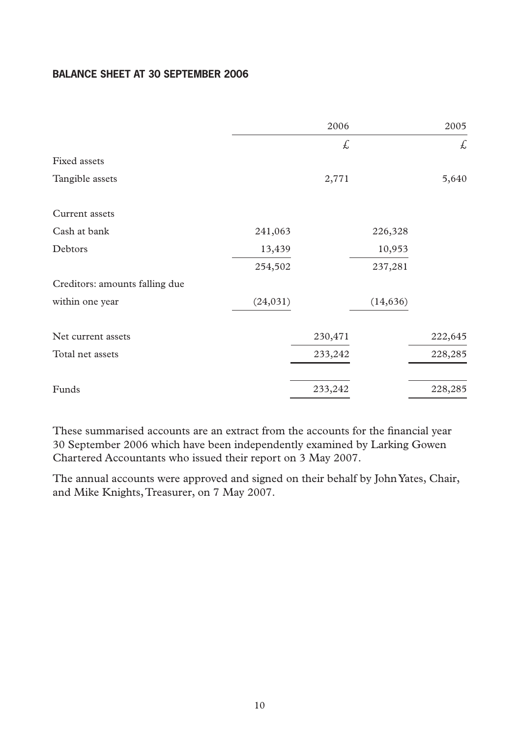## BALANCE SHEET AT 30 SEPTEMBER 2006

| | | 2006 | | 2005 |
|---|---|---|---|---|
| | | £ | | £ |
| Fixed assets | | | | |
| Tangible assets | | 2,771 | | 5,640 |
| | | | | |
| Current assets | | | | |
| Cash at bank | 241,063 | | 226,328 | |
| Debtors | 13,439 | | 10,953 | |
| | 254,502 | | 237,281 | |
| Creditors: amounts falling due within one year | (24,031) | | (14,636) | |
| | | | | |
| Net current assets | | 230,471 | | 222,645 |
| Total net assets | | 233,242 | | 228,285 |
| | | | | |
| Funds | | 233,242 | | 228,285 |

These summarised accounts are an extract from the accounts for the financial year 30 September 2006 which have been independently examined by Larking Gowen Chartered Accountants who issued their report on 3 May 2007.

The annual accounts were approved and signed on their behalf by John Yates, Chair, and Mike Knights, Treasurer, on 7 May 2007.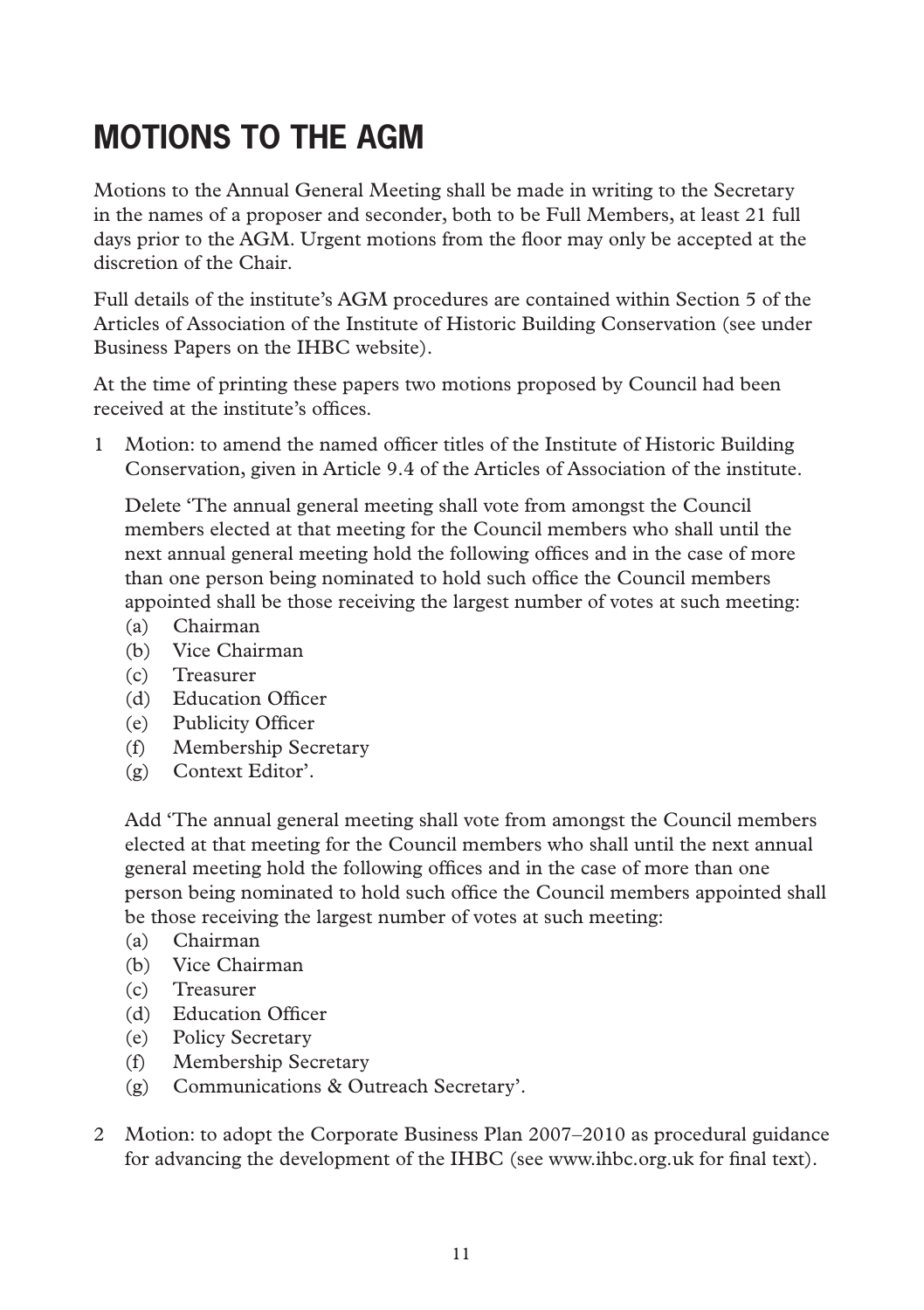# MOTIONS TO THE AGM

Motions to the Annual General Meeting shall be made in writing to the Secretary in the names of a proposer and seconder, both to be Full Members, at least 21 full days prior to the AGM. Urgent motions from the floor may only be accepted at the discretion of the Chair.

Full details of the institute's AGM procedures are contained within Section 5 of the Articles of Association of the Institute of Historic Building Conservation (see under Business Papers on the IHBC website).

At the time of printing these papers two motions proposed by Council had been received at the institute's offices.

1 Motion: to amend the named officer titles of the Institute of Historic Building Conservation, given in Article 9.4 of the Articles of Association of the institute.

   Delete 'The annual general meeting shall vote from amongst the Council members elected at that meeting for the Council members who shall until the next annual general meeting hold the following offices and in the case of more than one person being nominated to hold such office the Council members appointed shall be those receiving the largest number of votes at such meeting:
   (a) Chairman
   (b) Vice Chairman
   (c) Treasurer
   (d) Education Officer
   (e) Publicity Officer
   (f) Membership Secretary
   (g) Context Editor'.

   Add 'The annual general meeting shall vote from amongst the Council members elected at that meeting for the Council members who shall until the next annual general meeting hold the following offices and in the case of more than one person being nominated to hold such office the Council members appointed shall be those receiving the largest number of votes at such meeting:
   (a) Chairman
   (b) Vice Chairman
   (c) Treasurer
   (d) Education Officer
   (e) Policy Secretary
   (f) Membership Secretary
   (g) Communications & Outreach Secretary'.

2 Motion: to adopt the Corporate Business Plan 2007–2010 as procedural guidance for advancing the development of the IHBC (see www.ihbc.org.uk for final text).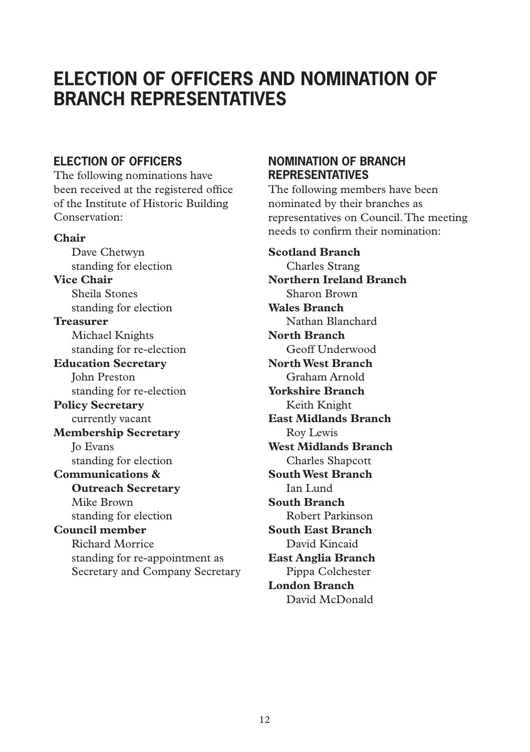# ELECTION OF OFFICERS AND NOMINATION OF BRANCH REPRESENTATIVES

## ELECTION OF OFFICERS

The following nominations have been received at the registered office of the Institute of Historic Building Conservation:

**Chair**
Dave Chetwyn
standing for election

**Vice Chair**
Sheila Stones
standing for election

**Treasurer**
Michael Knights
standing for re-election

**Education Secretary**
John Preston
standing for re-election

**Policy Secretary**
currently vacant

**Membership Secretary**
Jo Evans
standing for election

**Communications & Outreach Secretary**
Mike Brown
standing for election

**Council member**
Richard Morrice
standing for re-appointment as Secretary and Company Secretary

## NOMINATION OF BRANCH REPRESENTATIVES

The following members have been nominated by their branches as representatives on Council. The meeting needs to confirm their nomination:

**Scotland Branch**
Charles Strang

**Northern Ireland Branch**
Sharon Brown

**Wales Branch**
Nathan Blanchard

**North Branch**
Geoff Underwood

**North West Branch**
Graham Arnold

**Yorkshire Branch**
Keith Knight

**East Midlands Branch**
Roy Lewis

**West Midlands Branch**
Charles Shapcott

**South West Branch**
Ian Lund

**South Branch**
Robert Parkinson

**South East Branch**
David Kincaid

**East Anglia Branch**
Pippa Colchester

**London Branch**
David McDonald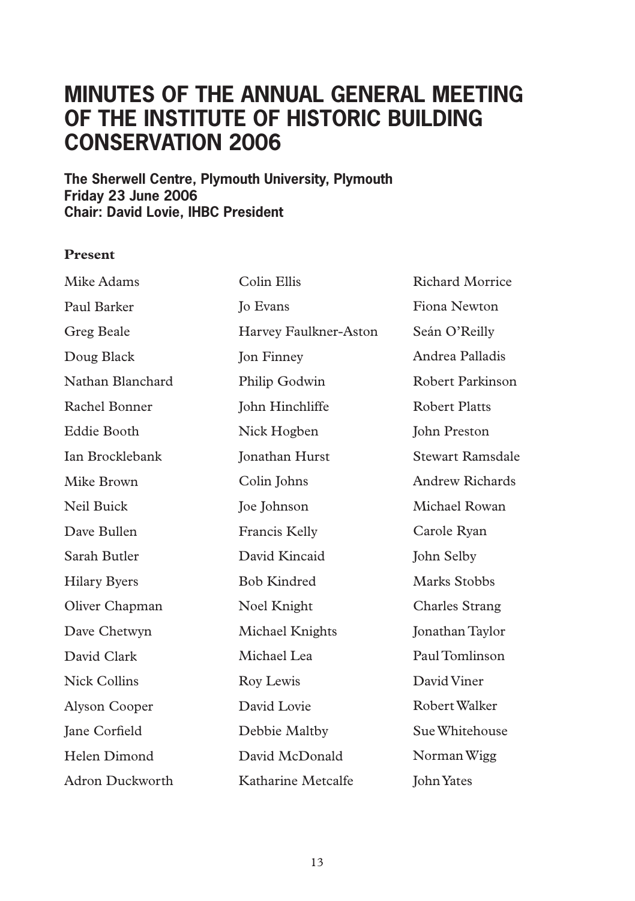# MINUTES OF THE ANNUAL GENERAL MEETING OF THE INSTITUTE OF HISTORIC BUILDING CONSERVATION 2006

**The Sherwell Centre, Plymouth University, Plymouth**
**Friday 23 June 2006**
**Chair: David Lovie, IHBC President**

**Present**

Mike Adams
Paul Barker
Greg Beale
Doug Black
Nathan Blanchard
Rachel Bonner
Eddie Booth
Ian Brocklebank
Mike Brown
Neil Buick
Dave Bullen
Sarah Butler
Hilary Byers
Oliver Chapman
Dave Chetwyn
David Clark
Nick Collins
Alyson Cooper
Jane Corfield
Helen Dimond
Adron Duckworth
Colin Ellis
Jo Evans
Harvey Faulkner-Aston
Jon Finney
Philip Godwin
John Hinchliffe
Nick Hogben
Jonathan Hurst
Colin Johns
Joe Johnson
Francis Kelly
David Kincaid
Bob Kindred
Noel Knight
Michael Knights
Michael Lea
Roy Lewis
David Lovie
Debbie Maltby
David McDonald
Katharine Metcalfe
Richard Morrice
Fiona Newton
Seán O'Reilly
Andrea Palladis
Robert Parkinson
Robert Platts
John Preston
Stewart Ramsdale
Andrew Richards
Michael Rowan
Carole Ryan
John Selby
Marks Stobbs
Charles Strang
Jonathan Taylor
Paul Tomlinson
David Viner
Robert Walker
Sue Whitehouse
Norman Wigg
John Yates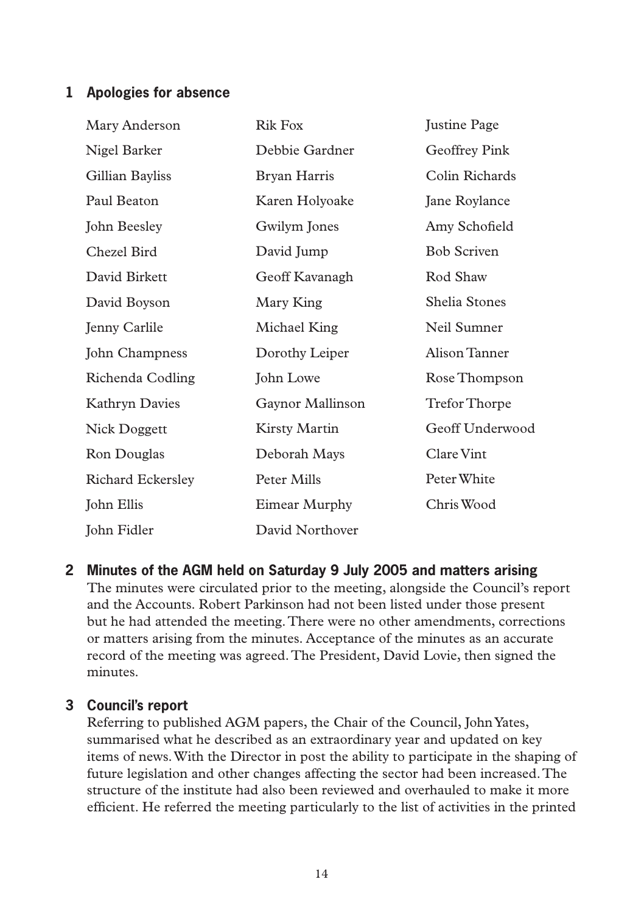## 1 Apologies for absence

Mary Anderson
Nigel Barker
Gillian Bayliss
Paul Beaton
John Beesley
Chezel Bird
David Birkett
David Boyson
Jenny Carlile
John Champness
Richenda Codling
Kathryn Davies
Nick Doggett
Ron Douglas
Richard Eckersley
John Ellis
John Fidler
Rik Fox
Debbie Gardner
Bryan Harris
Karen Holyoake
Gwilym Jones
David Jump
Geoff Kavanagh
Mary King
Michael King
Dorothy Leiper
John Lowe
Gaynor Mallinson
Kirsty Martin
Deborah Mays
Peter Mills
Eimear Murphy
David Northover
Justine Page
Geoffrey Pink
Colin Richards
Jane Roylance
Amy Schofield
Bob Scriven
Rod Shaw
Shelia Stones
Neil Sumner
Alison Tanner
Rose Thompson
Trefor Thorpe
Geoff Underwood
Clare Vint
Peter White
Chris Wood

## 2 Minutes of the AGM held on Saturday 9 July 2005 and matters arising

The minutes were circulated prior to the meeting, alongside the Council's report and the Accounts. Robert Parkinson had not been listed under those present but he had attended the meeting. There were no other amendments, corrections or matters arising from the minutes. Acceptance of the minutes as an accurate record of the meeting was agreed. The President, David Lovie, then signed the minutes.

## 3 Council's report

Referring to published AGM papers, the Chair of the Council, John Yates, summarised what he described as an extraordinary year and updated on key items of news. With the Director in post the ability to participate in the shaping of future legislation and other changes affecting the sector had been increased. The structure of the institute had also been reviewed and overhauled to make it more efficient. He referred the meeting particularly to the list of activities in the printed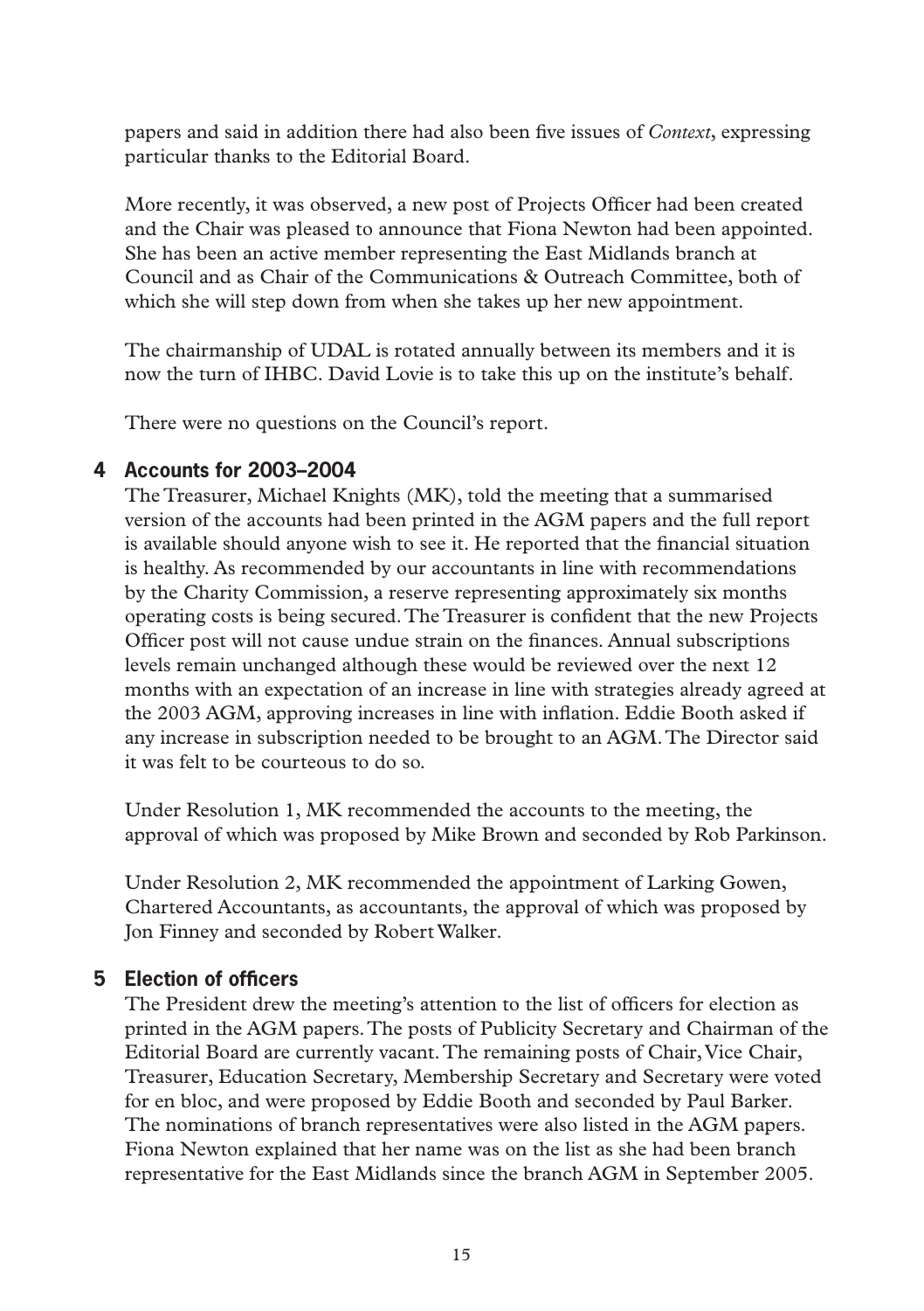papers and said in addition there had also been five issues of *Context*, expressing particular thanks to the Editorial Board.

More recently, it was observed, a new post of Projects Officer had been created and the Chair was pleased to announce that Fiona Newton had been appointed. She has been an active member representing the East Midlands branch at Council and as Chair of the Communications & Outreach Committee, both of which she will step down from when she takes up her new appointment.

The chairmanship of UDAL is rotated annually between its members and it is now the turn of IHBC. David Lovie is to take this up on the institute's behalf.

There were no questions on the Council's report.

## 4 Accounts for 2003–2004

The Treasurer, Michael Knights (MK), told the meeting that a summarised version of the accounts had been printed in the AGM papers and the full report is available should anyone wish to see it. He reported that the financial situation is healthy. As recommended by our accountants in line with recommendations by the Charity Commission, a reserve representing approximately six months operating costs is being secured. The Treasurer is confident that the new Projects Officer post will not cause undue strain on the finances. Annual subscriptions levels remain unchanged although these would be reviewed over the next 12 months with an expectation of an increase in line with strategies already agreed at the 2003 AGM, approving increases in line with inflation. Eddie Booth asked if any increase in subscription needed to be brought to an AGM. The Director said it was felt to be courteous to do so.

Under Resolution 1, MK recommended the accounts to the meeting, the approval of which was proposed by Mike Brown and seconded by Rob Parkinson.

Under Resolution 2, MK recommended the appointment of Larking Gowen, Chartered Accountants, as accountants, the approval of which was proposed by Jon Finney and seconded by Robert Walker.

## 5 Election of officers

The President drew the meeting's attention to the list of officers for election as printed in the AGM papers. The posts of Publicity Secretary and Chairman of the Editorial Board are currently vacant. The remaining posts of Chair, Vice Chair, Treasurer, Education Secretary, Membership Secretary and Secretary were voted for en bloc, and were proposed by Eddie Booth and seconded by Paul Barker. The nominations of branch representatives were also listed in the AGM papers. Fiona Newton explained that her name was on the list as she had been branch representative for the East Midlands since the branch AGM in September 2005.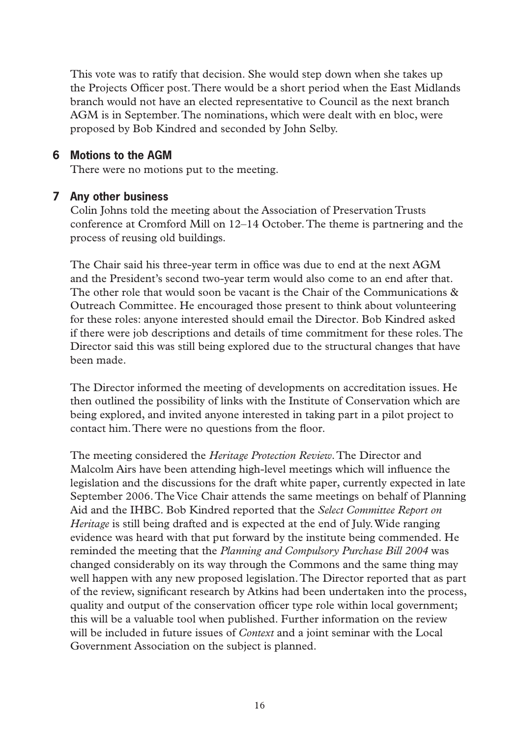This vote was to ratify that decision. She would step down when she takes up the Projects Officer post. There would be a short period when the East Midlands branch would not have an elected representative to Council as the next branch AGM is in September. The nominations, which were dealt with en bloc, were proposed by Bob Kindred and seconded by John Selby.

## 6 Motions to the AGM

There were no motions put to the meeting.

## 7 Any other business

Colin Johns told the meeting about the Association of Preservation Trusts conference at Cromford Mill on 12–14 October. The theme is partnering and the process of reusing old buildings.

The Chair said his three-year term in office was due to end at the next AGM and the President's second two-year term would also come to an end after that. The other role that would soon be vacant is the Chair of the Communications & Outreach Committee. He encouraged those present to think about volunteering for these roles: anyone interested should email the Director. Bob Kindred asked if there were job descriptions and details of time commitment for these roles. The Director said this was still being explored due to the structural changes that have been made.

The Director informed the meeting of developments on accreditation issues. He then outlined the possibility of links with the Institute of Conservation which are being explored, and invited anyone interested in taking part in a pilot project to contact him. There were no questions from the floor.

The meeting considered the *Heritage Protection Review*. The Director and Malcolm Airs have been attending high-level meetings which will influence the legislation and the discussions for the draft white paper, currently expected in late September 2006. The Vice Chair attends the same meetings on behalf of Planning Aid and the IHBC. Bob Kindred reported that the *Select Committee Report on Heritage* is still being drafted and is expected at the end of July. Wide ranging evidence was heard with that put forward by the institute being commended. He reminded the meeting that the *Planning and Compulsory Purchase Bill 2004* was changed considerably on its way through the Commons and the same thing may well happen with any new proposed legislation. The Director reported that as part of the review, significant research by Atkins had been undertaken into the process, quality and output of the conservation officer type role within local government; this will be a valuable tool when published. Further information on the review will be included in future issues of *Context* and a joint seminar with the Local Government Association on the subject is planned.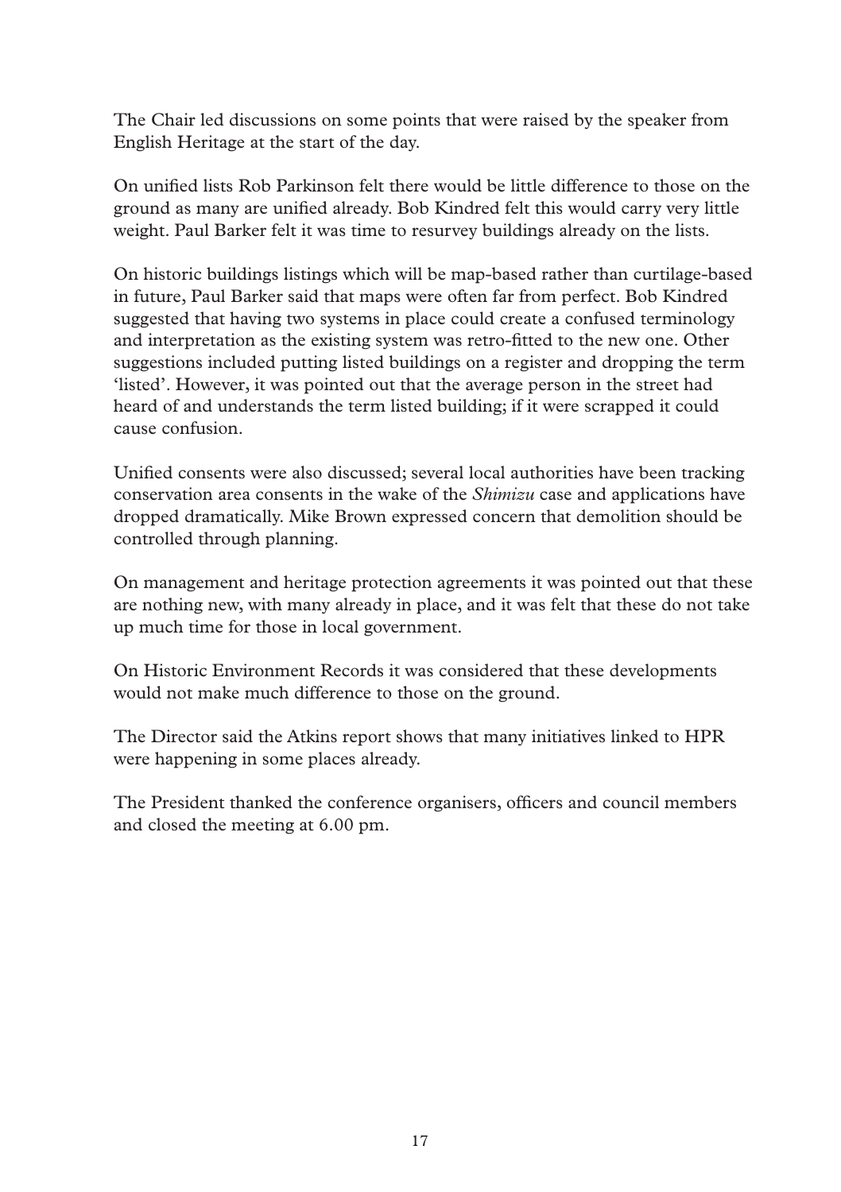The Chair led discussions on some points that were raised by the speaker from English Heritage at the start of the day.

On unified lists Rob Parkinson felt there would be little difference to those on the ground as many are unified already. Bob Kindred felt this would carry very little weight. Paul Barker felt it was time to resurvey buildings already on the lists.

On historic buildings listings which will be map-based rather than curtilage-based in future, Paul Barker said that maps were often far from perfect. Bob Kindred suggested that having two systems in place could create a confused terminology and interpretation as the existing system was retro-fitted to the new one. Other suggestions included putting listed buildings on a register and dropping the term 'listed'. However, it was pointed out that the average person in the street had heard of and understands the term listed building; if it were scrapped it could cause confusion.

Unified consents were also discussed; several local authorities have been tracking conservation area consents in the wake of the *Shimizu* case and applications have dropped dramatically. Mike Brown expressed concern that demolition should be controlled through planning.

On management and heritage protection agreements it was pointed out that these are nothing new, with many already in place, and it was felt that these do not take up much time for those in local government.

On Historic Environment Records it was considered that these developments would not make much difference to those on the ground.

The Director said the Atkins report shows that many initiatives linked to HPR were happening in some places already.

The President thanked the conference organisers, officers and council members and closed the meeting at 6.00 pm.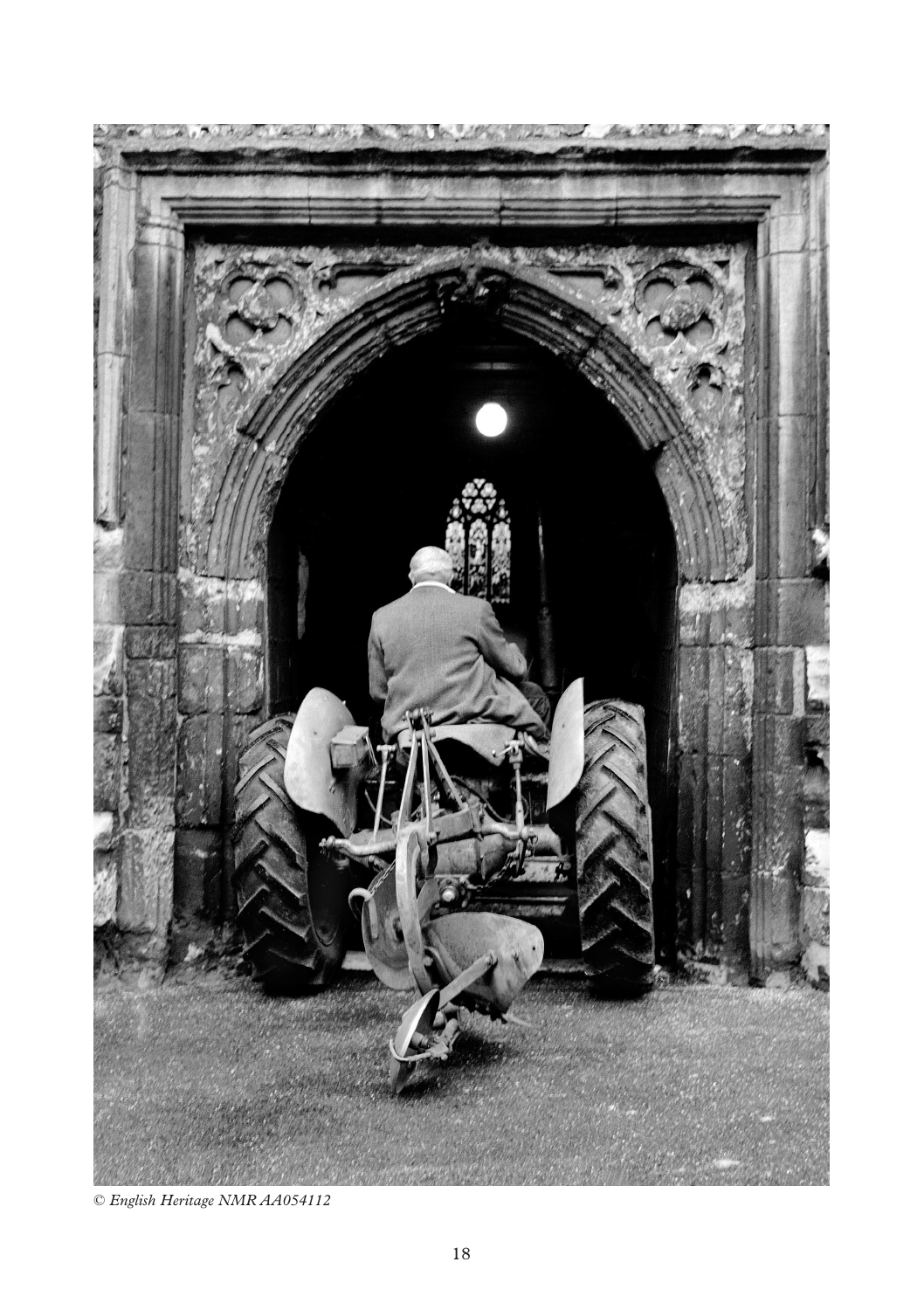*© English Heritage NMR AA054112*